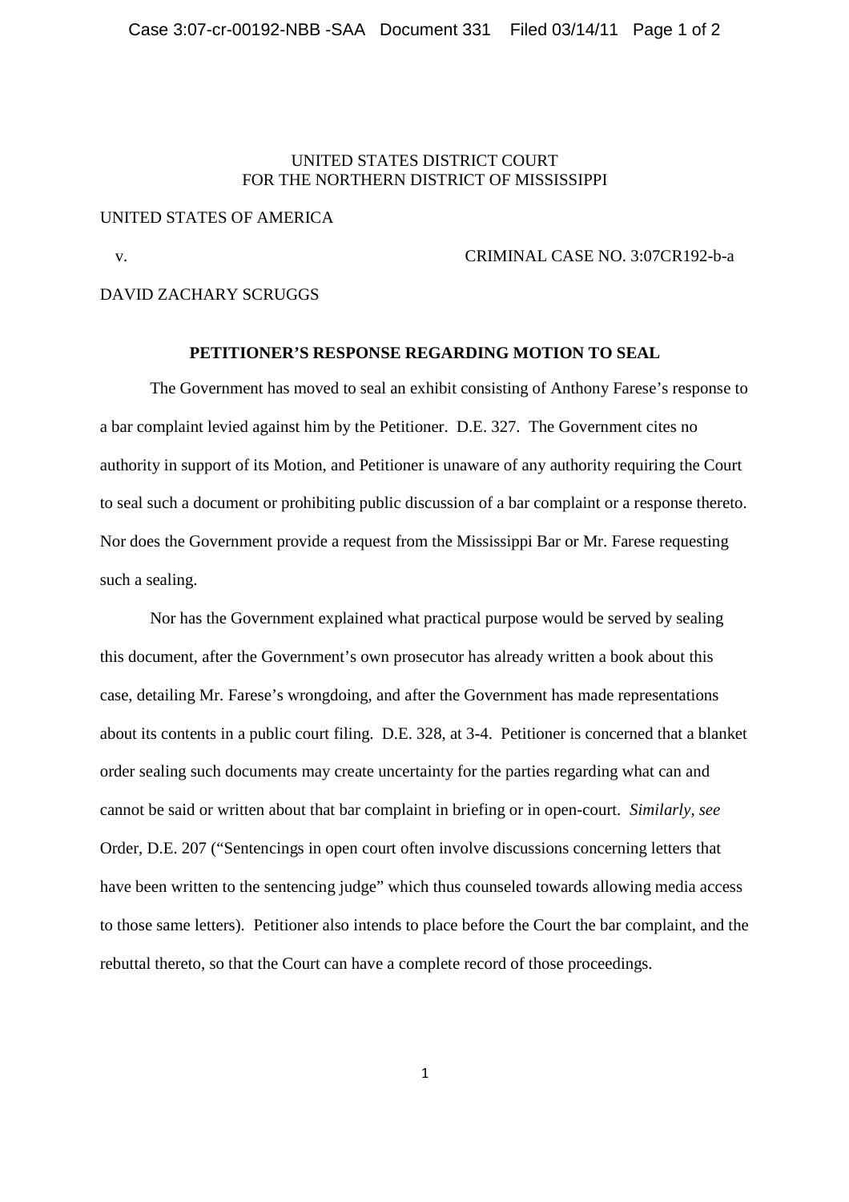UNITED STATES DISTRICT COURT
FOR THE NORTHERN DISTRICT OF MISSISSIPPI

UNITED STATES OF AMERICA

v. CRIMINAL CASE NO. 3:07CR192-b-a

DAVID ZACHARY SCRUGGS

**PETITIONER'S RESPONSE REGARDING MOTION TO SEAL**

The Government has moved to seal an exhibit consisting of Anthony Farese's response to a bar complaint levied against him by the Petitioner. D.E. 327. The Government cites no authority in support of its Motion, and Petitioner is unaware of any authority requiring the Court to seal such a document or prohibiting public discussion of a bar complaint or a response thereto. Nor does the Government provide a request from the Mississippi Bar or Mr. Farese requesting such a sealing.

Nor has the Government explained what practical purpose would be served by sealing this document, after the Government's own prosecutor has already written a book about this case, detailing Mr. Farese's wrongdoing, and after the Government has made representations about its contents in a public court filing. D.E. 328, at 3-4. Petitioner is concerned that a blanket order sealing such documents may create uncertainty for the parties regarding what can and cannot be said or written about that bar complaint in briefing or in open-court. *Similarly, see* Order, D.E. 207 ("Sentencings in open court often involve discussions concerning letters that have been written to the sentencing judge" which thus counseled towards allowing media access to those same letters). Petitioner also intends to place before the Court the bar complaint, and the rebuttal thereto, so that the Court can have a complete record of those proceedings.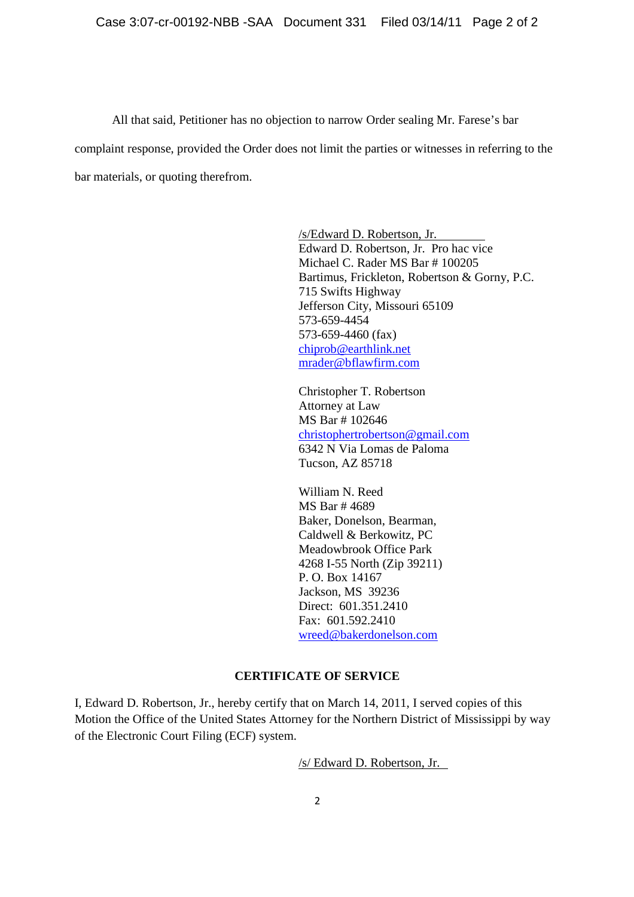All that said, Petitioner has no objection to narrow Order sealing Mr. Farese's bar complaint response, provided the Order does not limit the parties or witnesses in referring to the bar materials, or quoting therefrom.

/s/Edward D. Robertson, Jr.
Edward D. Robertson, Jr. Pro hac vice
Michael C. Rader MS Bar # 100205
Bartimus, Frickleton, Robertson & Gorny, P.C.
715 Swifts Highway
Jefferson City, Missouri 65109
573-659-4454
573-659-4460 (fax)
chiprob@earthlink.net
mrader@bflawfirm.com

Christopher T. Robertson
Attorney at Law
MS Bar # 102646
christophertrobertson@gmail.com
6342 N Via Lomas de Paloma
Tucson, AZ 85718

William N. Reed
MS Bar # 4689
Baker, Donelson, Bearman,
Caldwell & Berkowitz, PC
Meadowbrook Office Park
4268 I-55 North (Zip 39211)
P. O. Box 14167
Jackson, MS 39236
Direct: 601.351.2410
Fax: 601.592.2410
wreed@bakerdonelson.com

**CERTIFICATE OF SERVICE**

I, Edward D. Robertson, Jr., hereby certify that on March 14, 2011, I served copies of this Motion the Office of the United States Attorney for the Northern District of Mississippi by way of the Electronic Court Filing (ECF) system.

/s/ Edward D. Robertson, Jr.